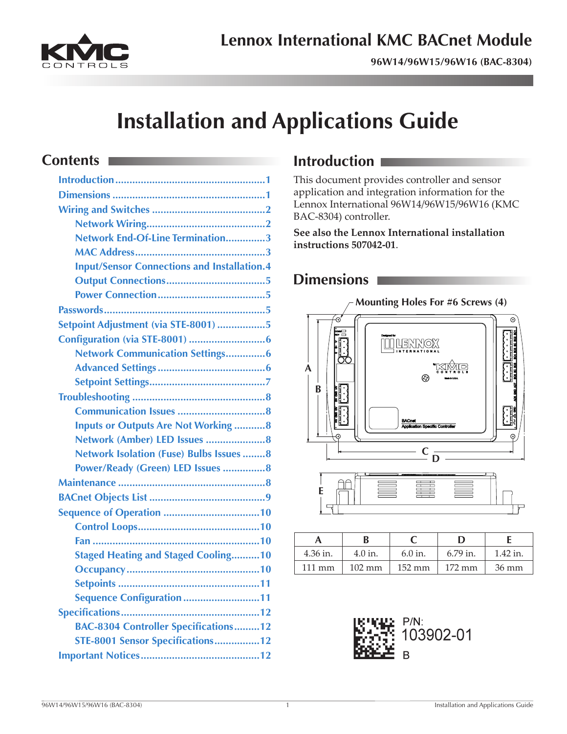# Lennox International KMC BACnet Module

**96W14/96W15/96W16 (BAC-8304)**

# Installation and Applications Guide

## Contents

- Introduction....1
- Dimensions....1
- Wiring and Switches....2
  - Network Wiring....2
  - Network End-Of-Line Termination....3
  - MAC Address....3
  - Input/Sensor Connections and Installation....4
  - Output Connections....5
  - Power Connection....5
- Passwords....5
- Setpoint Adjustment (via STE-8001)....5
- Configuration (via STE-8001)....6
  - Network Communication Settings....6
  - Advanced Settings....6
  - Setpoint Settings....7
- Troubleshooting....8
  - Communication Issues....8
  - Inputs or Outputs Are Not Working....8
  - Network (Amber) LED Issues....8
  - Network Isolation (Fuse) Bulbs Issues....8
  - Power/Ready (Green) LED Issues....8
- Maintenance....8
- BACnet Objects List....9
- Sequence of Operation....10
  - Control Loops....10
  - Fan....10
  - Staged Heating and Staged Cooling....10
  - Occupancy....10
  - Setpoints....11
  - Sequence Configuration....11
- Specifications....12
  - BAC-8304 Controller Specifications....12
  - STE-8001 Sensor Specifications....12
- Important Notices....12

## Introduction

This document provides controller and sensor application and integration information for the Lennox International 96W14/96W15/96W16 (KMC BAC-8304) controller.

**See also the Lennox International installation instructions 507042-01**.

## Dimensions

Mounting Holes For #6 Screws (4)

| A | B | C | D | E |
|---|---|---|---|---|
| 4.36 in. | 4.0 in. | 6.0 in. | 6.79 in. | 1.42 in. |
| 111 mm | 102 mm | 152 mm | 172 mm | 36 mm |

P/N: 103902-01 B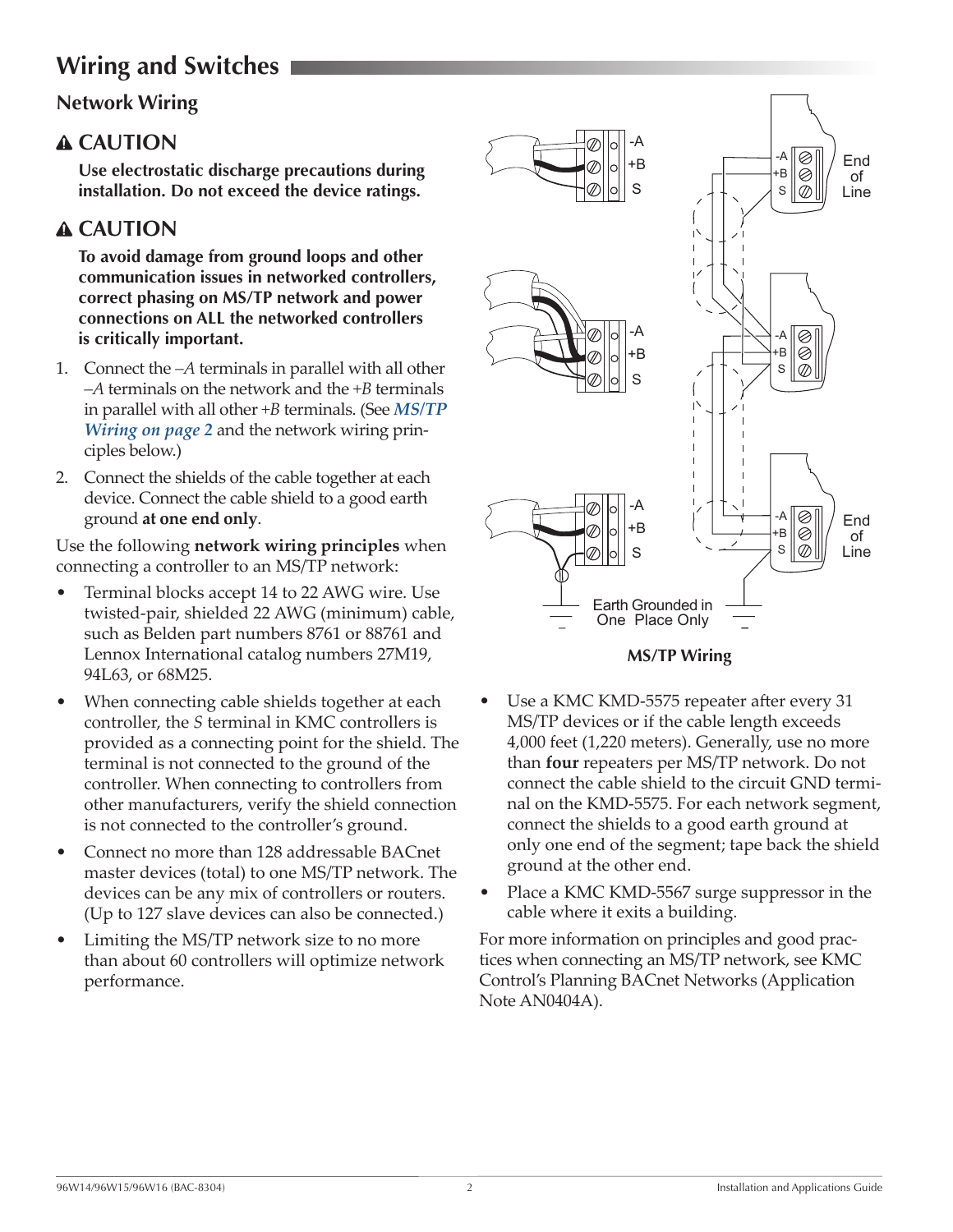# Wiring and Switches

## Network Wiring

### ⚠ CAUTION

**Use electrostatic discharge precautions during installation. Do not exceed the device ratings.**

### ⚠ CAUTION

**To avoid damage from ground loops and other communication issues in networked controllers, correct phasing on MS/TP network and power connections on ALL the networked controllers is critically important.**

1. Connect the *–A* terminals in parallel with all other *–A* terminals on the network and the *+B* terminals in parallel with all other *+B* terminals. (See ***MS/TP Wiring on page 2*** and the network wiring principles below.)
2. Connect the shields of the cable together at each device. Connect the cable shield to a good earth ground **at one end only**.

Use the following **network wiring principles** when connecting a controller to an MS/TP network:

- Terminal blocks accept 14 to 22 AWG wire. Use twisted-pair, shielded 22 AWG (minimum) cable, such as Belden part numbers 8761 or 88761 and Lennox International catalog numbers 27M19, 94L63, or 68M25.
- When connecting cable shields together at each controller, the *S* terminal in KMC controllers is provided as a connecting point for the shield. The terminal is not connected to the ground of the controller. When connecting to controllers from other manufacturers, verify the shield connection is not connected to the controller's ground.
- Connect no more than 128 addressable BACnet master devices (total) to one MS/TP network. The devices can be any mix of controllers or routers. (Up to 127 slave devices can also be connected.)
- Limiting the MS/TP network size to no more than about 60 controllers will optimize network performance.

-A +B S | End of Line | Earth Grounded in One Place Only

**MS/TP Wiring**

- Use a KMC KMD-5575 repeater after every 31 MS/TP devices or if the cable length exceeds 4,000 feet (1,220 meters). Generally, use no more than **four** repeaters per MS/TP network. Do not connect the cable shield to the circuit GND terminal on the KMD-5575. For each network segment, connect the shields to a good earth ground at only one end of the segment; tape back the shield ground at the other end.
- Place a KMC KMD-5567 surge suppressor in the cable where it exits a building.

For more information on principles and good practices when connecting an MS/TP network, see KMC Control's Planning BACnet Networks (Application Note AN0404A).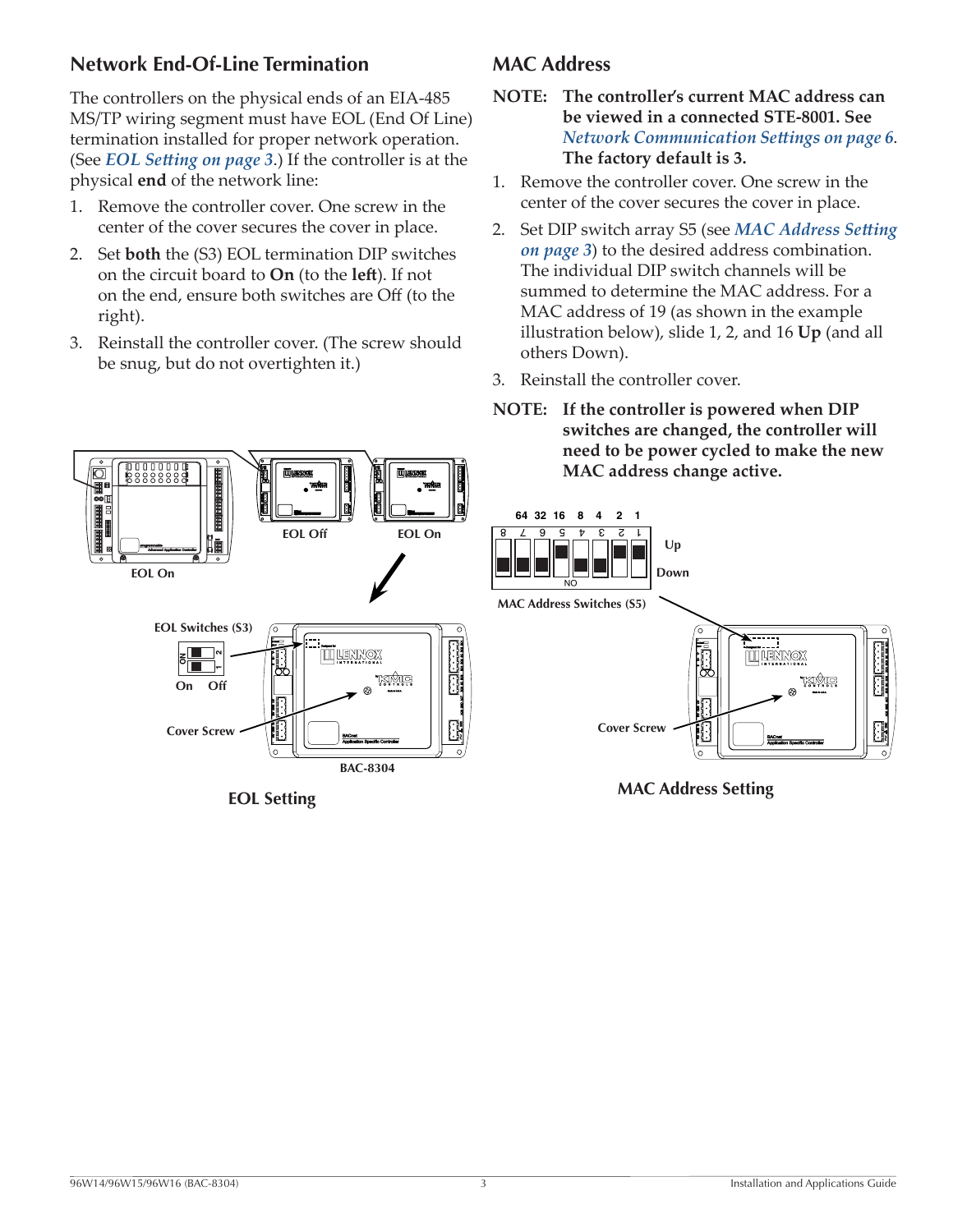## Network End-Of-Line Termination

The controllers on the physical ends of an EIA-485 MS/TP wiring segment must have EOL (End Of Line) termination installed for proper network operation. (See *EOL Setting on page 3*.) If the controller is at the physical **end** of the network line:

1. Remove the controller cover. One screw in the center of the cover secures the cover in place.
2. Set **both** the (S3) EOL termination DIP switches on the circuit board to **On** (to the **left**). If not on the end, ensure both switches are Off (to the right).
3. Reinstall the controller cover. (The screw should be snug, but do not overtighten it.)

EOL On

EOL Off

EOL On

EOL Switches (S3)

On Off

Cover Screw

BAC-8304

**EOL Setting**

## MAC Address

**NOTE: The controller's current MAC address can be viewed in a connected STE-8001. See *Network Communication Settings on page 6*. The factory default is 3.**

1. Remove the controller cover. One screw in the center of the cover secures the cover in place.
2. Set DIP switch array S5 (see *MAC Address Setting on page 3*) to the desired address combination. The individual DIP switch channels will be summed to determine the MAC address. For a MAC address of 19 (as shown in the example illustration below), slide 1, 2, and 16 **Up** (and all others Down).
3. Reinstall the controller cover.

**NOTE: If the controller is powered when DIP switches are changed, the controller will need to be power cycled to make the new MAC address change active.**

64 32 16 8 4 2 1

Up

Down

MAC Address Switches (S5)

Cover Screw

**MAC Address Setting**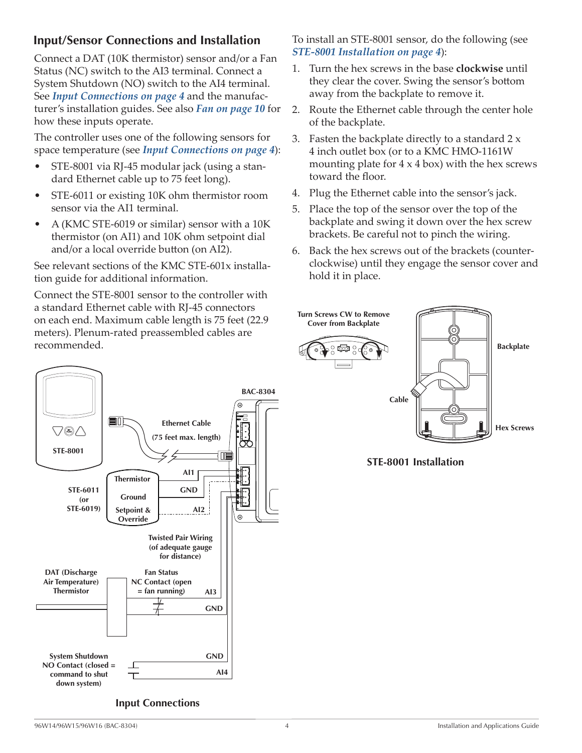## Input/Sensor Connections and Installation

Connect a DAT (10K thermistor) sensor and/or a Fan Status (NC) switch to the AI3 terminal. Connect a System Shutdown (NO) switch to the AI4 terminal. See *Input Connections on page 4* and the manufacturer's installation guides. See also *Fan on page 10* for how these inputs operate.

The controller uses one of the following sensors for space temperature (see *Input Connections on page 4*):

- STE-8001 via RJ-45 modular jack (using a standard Ethernet cable up to 75 feet long).
- STE-6011 or existing 10K ohm thermistor room sensor via the AI1 terminal.
- A (KMC STE-6019 or similar) sensor with a 10K thermistor (on AI1) and 10K ohm setpoint dial and/or a local override button (on AI2).

See relevant sections of the KMC STE-601x installation guide for additional information.

Connect the STE-8001 sensor to the controller with a standard Ethernet cable with RJ-45 connectors on each end. Maximum cable length is 75 feet (22.9 meters). Plenum-rated preassembled cables are recommended.

Input Connections

To install an STE-8001 sensor, do the following (see *STE-8001 Installation on page 4*):

1. Turn the hex screws in the base **clockwise** until they clear the cover. Swing the sensor's bottom away from the backplate to remove it.
2. Route the Ethernet cable through the center hole of the backplate.
3. Fasten the backplate directly to a standard 2 x 4 inch outlet box (or to a KMC HMO-1161W mounting plate for 4 x 4 box) with the hex screws toward the floor.
4. Plug the Ethernet cable into the sensor's jack.
5. Place the top of the sensor over the top of the backplate and swing it down over the hex screw brackets. Be careful not to pinch the wiring.
6. Back the hex screws out of the brackets (counterclockwise) until they engage the sensor cover and hold it in place.

STE-8001 Installation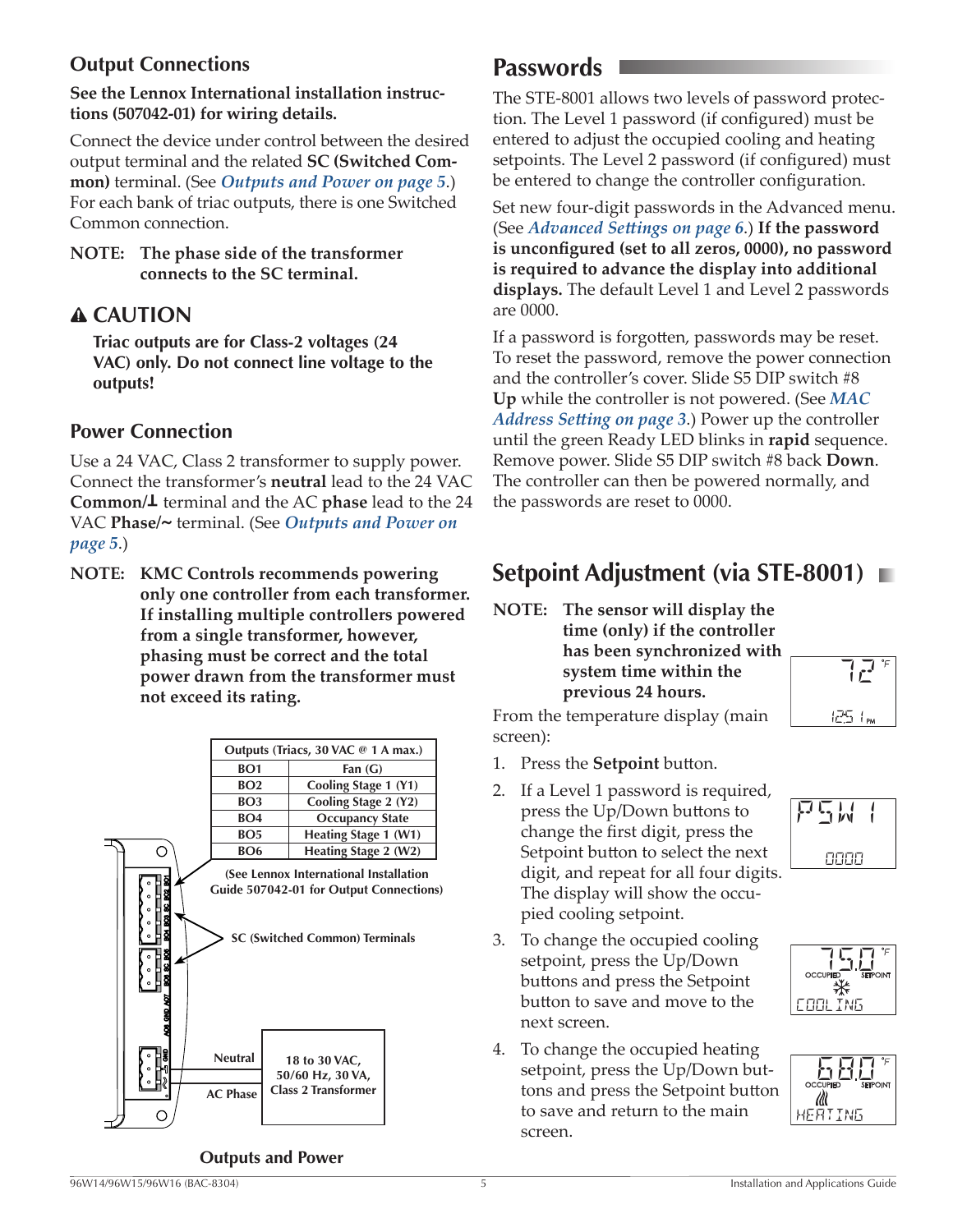### Output Connections

**See the Lennox International installation instructions (507042-01) for wiring details.**

Connect the device under control between the desired output terminal and the related **SC (Switched Common)** terminal. (See ***Outputs and Power on page 5***.) For each bank of triac outputs, there is one Switched Common connection.

**NOTE: The phase side of the transformer connects to the SC terminal.**

### ⚠ CAUTION

**Triac outputs are for Class-2 voltages (24 VAC) only. Do not connect line voltage to the outputs!**

### Power Connection

Use a 24 VAC, Class 2 transformer to supply power. Connect the transformer's **neutral** lead to the 24 VAC **Common/⊥** terminal and the AC **phase** lead to the 24 VAC **Phase/~** terminal. (See ***Outputs and Power on page 5***.)

**NOTE: KMC Controls recommends powering only one controller from each transformer. If installing multiple controllers powered from a single transformer, however, phasing must be correct and the total power drawn from the transformer must not exceed its rating.**

| Outputs (Triacs, 30 VAC @ 1 A max.) | |
|---|---|
| BO1 | Fan (G) |
| BO2 | Cooling Stage 1 (Y1) |
| BO3 | Cooling Stage 2 (Y2) |
| BO4 | Occupancy State |
| BO5 | Heating Stage 1 (W1) |
| BO6 | Heating Stage 2 (W2) |

(See Lennox International Installation Guide 507042-01 for Output Connections)

SC (Switched Common) Terminals

Neutral

AC Phase

18 to 30 VAC, 50/60 Hz, 30 VA, Class 2 Transformer

**Outputs and Power**

## Passwords

The STE-8001 allows two levels of password protection. The Level 1 password (if configured) must be entered to adjust the occupied cooling and heating setpoints. The Level 2 password (if configured) must be entered to change the controller configuration.

Set new four-digit passwords in the Advanced menu. (See ***Advanced Settings on page 6***.) **If the password is unconfigured (set to all zeros, 0000), no password is required to advance the display into additional displays.** The default Level 1 and Level 2 passwords are 0000.

If a password is forgotten, passwords may be reset. To reset the password, remove the power connection and the controller's cover. Slide S5 DIP switch #8 **Up** while the controller is not powered. (See ***MAC Address Setting on page 3***.) Power up the controller until the green Ready LED blinks in **rapid** sequence. Remove power. Slide S5 DIP switch #8 back **Down**. The controller can then be powered normally, and the passwords are reset to 0000.

## Setpoint Adjustment (via STE-8001)

**NOTE: The sensor will display the time (only) if the controller has been synchronized with system time within the previous 24 hours.**

From the temperature display (main screen):

1. Press the **Setpoint** button.
2. If a Level 1 password is required, press the Up/Down buttons to change the first digit, press the Setpoint button to select the next digit, and repeat for all four digits. The display will show the occupied cooling setpoint.
3. To change the occupied cooling setpoint, press the Up/Down buttons and press the Setpoint button to save and move to the next screen.
4. To change the occupied heating setpoint, press the Up/Down buttons and press the Setpoint button to save and return to the main screen.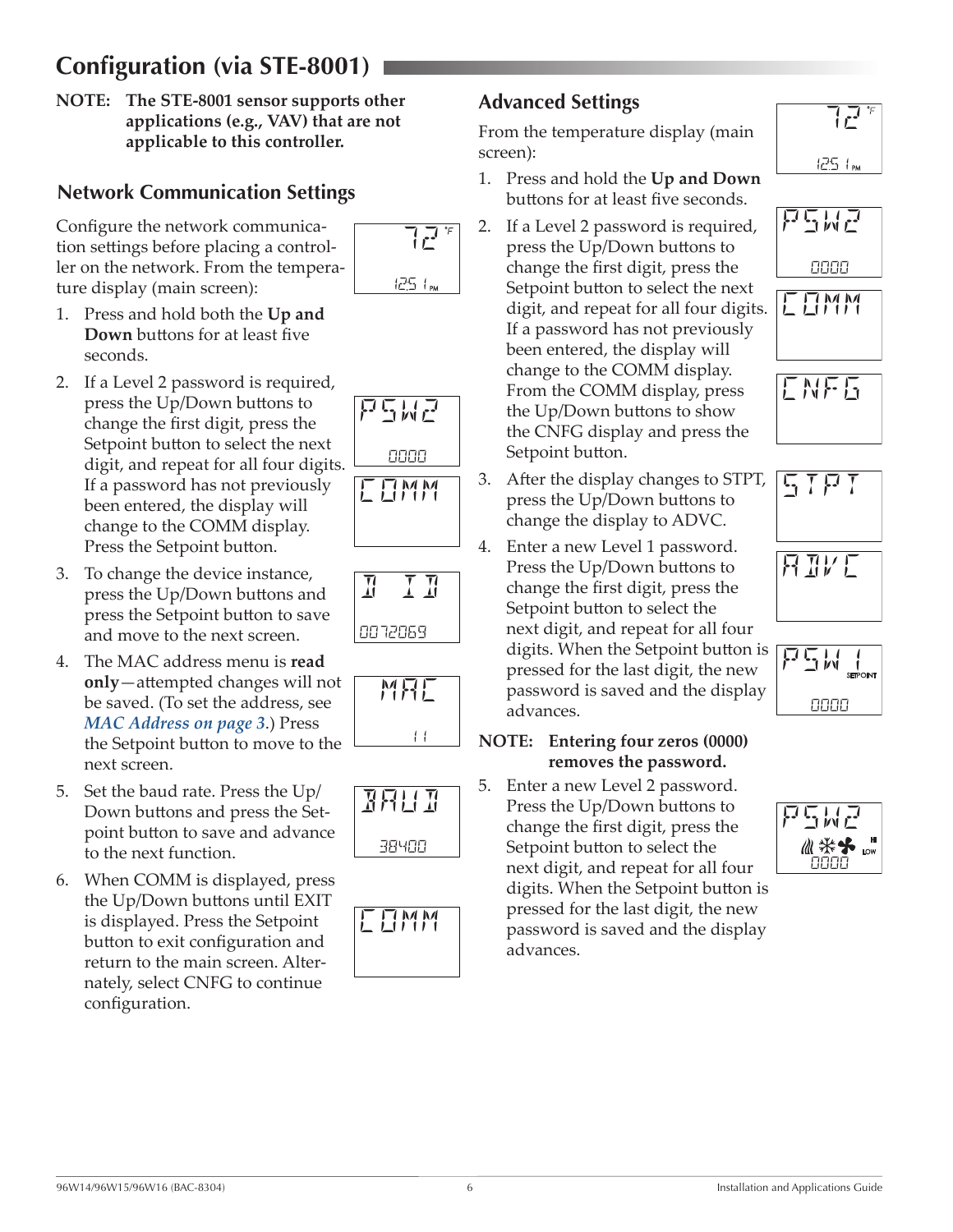# Configuration (via STE-8001)

**NOTE: The STE-8001 sensor supports other applications (e.g., VAV) that are not applicable to this controller.**

## Network Communication Settings

Configure the network communication settings before placing a controller on the network. From the temperature display (main screen):

1. Press and hold both the **Up and Down** buttons for at least five seconds.
2. If a Level 2 password is required, press the Up/Down buttons to change the first digit, press the Setpoint button to select the next digit, and repeat for all four digits. If a password has not previously been entered, the display will change to the COMM display. Press the Setpoint button.
3. To change the device instance, press the Up/Down buttons and press the Setpoint button to save and move to the next screen.
4. The MAC address menu is **read only**—attempted changes will not be saved. (To set the address, see *MAC Address on page 3*.) Press the Setpoint button to move to the next screen.
5. Set the baud rate. Press the Up/Down buttons and press the Setpoint button to save and advance to the next function.
6. When COMM is displayed, press the Up/Down buttons until EXIT is displayed. Press the Setpoint button to exit configuration and return to the main screen. Alternately, select CNFG to continue configuration.

## Advanced Settings

From the temperature display (main screen):

1. Press and hold the **Up and Down** buttons for at least five seconds.
2. If a Level 2 password is required, press the Up/Down buttons to change the first digit, press the Setpoint button to select the next digit, and repeat for all four digits. If a password has not previously been entered, the display will change to the COMM display. From the COMM display, press the Up/Down buttons to show the CNFG display and press the Setpoint button.
3. After the display changes to STPT, press the Up/Down buttons to change the display to ADVC.
4. Enter a new Level 1 password. Press the Up/Down buttons to change the first digit, press the Setpoint button to select the next digit, and repeat for all four digits. When the Setpoint button is pressed for the last digit, the new password is saved and the display advances.

**NOTE: Entering four zeros (0000) removes the password.**

5. Enter a new Level 2 password. Press the Up/Down buttons to change the first digit, press the Setpoint button to select the next digit, and repeat for all four digits. When the Setpoint button is pressed for the last digit, the new password is saved and the display advances.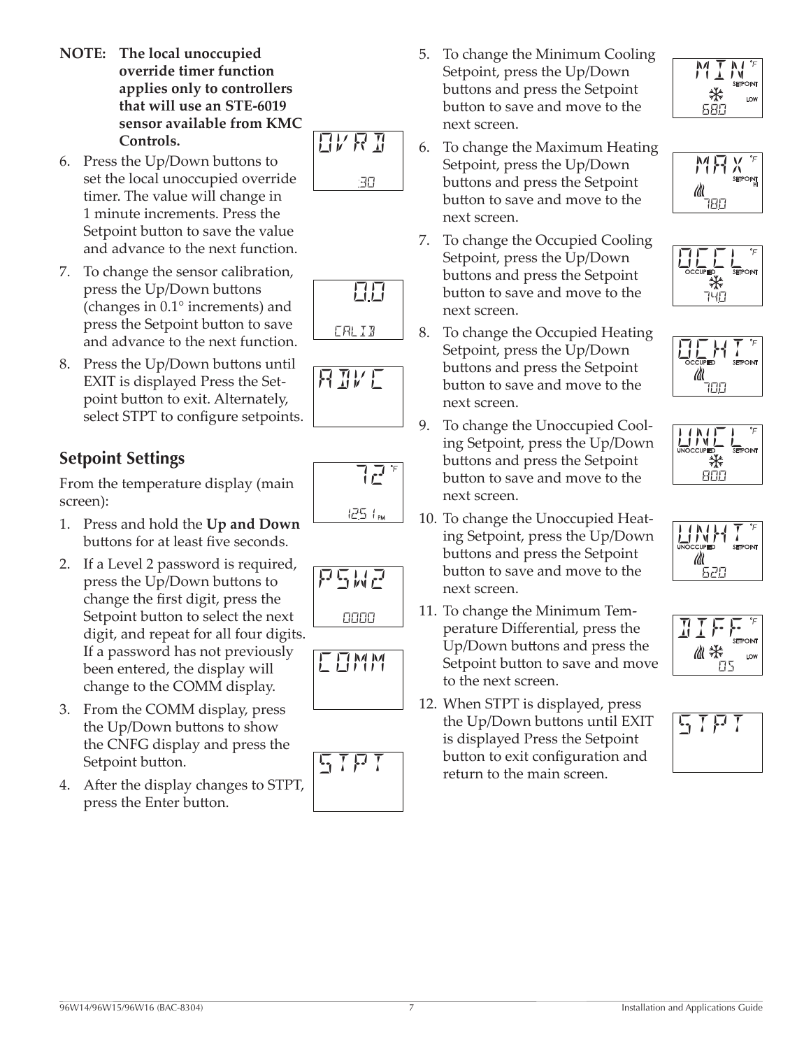**NOTE: The local unoccupied override timer function applies only to controllers that will use an STE-6019 sensor available from KMC Controls.**

6. Press the Up/Down buttons to set the local unoccupied override timer. The value will change in 1 minute increments. Press the Setpoint button to save the value and advance to the next function.
7. To change the sensor calibration, press the Up/Down buttons (changes in 0.1° increments) and press the Setpoint button to save and advance to the next function.
8. Press the Up/Down buttons until EXIT is displayed Press the Setpoint button to exit. Alternately, select STPT to configure setpoints.

## Setpoint Settings

From the temperature display (main screen):

1. Press and hold the **Up and Down** buttons for at least five seconds.
2. If a Level 2 password is required, press the Up/Down buttons to change the first digit, press the Setpoint button to select the next digit, and repeat for all four digits. If a password has not previously been entered, the display will change to the COMM display.
3. From the COMM display, press the Up/Down buttons to show the CNFG display and press the Setpoint button.
4. After the display changes to STPT, press the Enter button.
5. To change the Minimum Cooling Setpoint, press the Up/Down buttons and press the Setpoint button to save and move to the next screen.
6. To change the Maximum Heating Setpoint, press the Up/Down buttons and press the Setpoint button to save and move to the next screen.
7. To change the Occupied Cooling Setpoint, press the Up/Down buttons and press the Setpoint button to save and move to the next screen.
8. To change the Occupied Heating Setpoint, press the Up/Down buttons and press the Setpoint button to save and move to the next screen.
9. To change the Unoccupied Cooling Setpoint, press the Up/Down buttons and press the Setpoint button to save and move to the next screen.
10. To change the Unoccupied Heating Setpoint, press the Up/Down buttons and press the Setpoint button to save and move to the next screen.
11. To change the Minimum Temperature Differential, press the Up/Down buttons and press the Setpoint button to save and move to the next screen.
12. When STPT is displayed, press the Up/Down buttons until EXIT is displayed Press the Setpoint button to exit configuration and return to the main screen.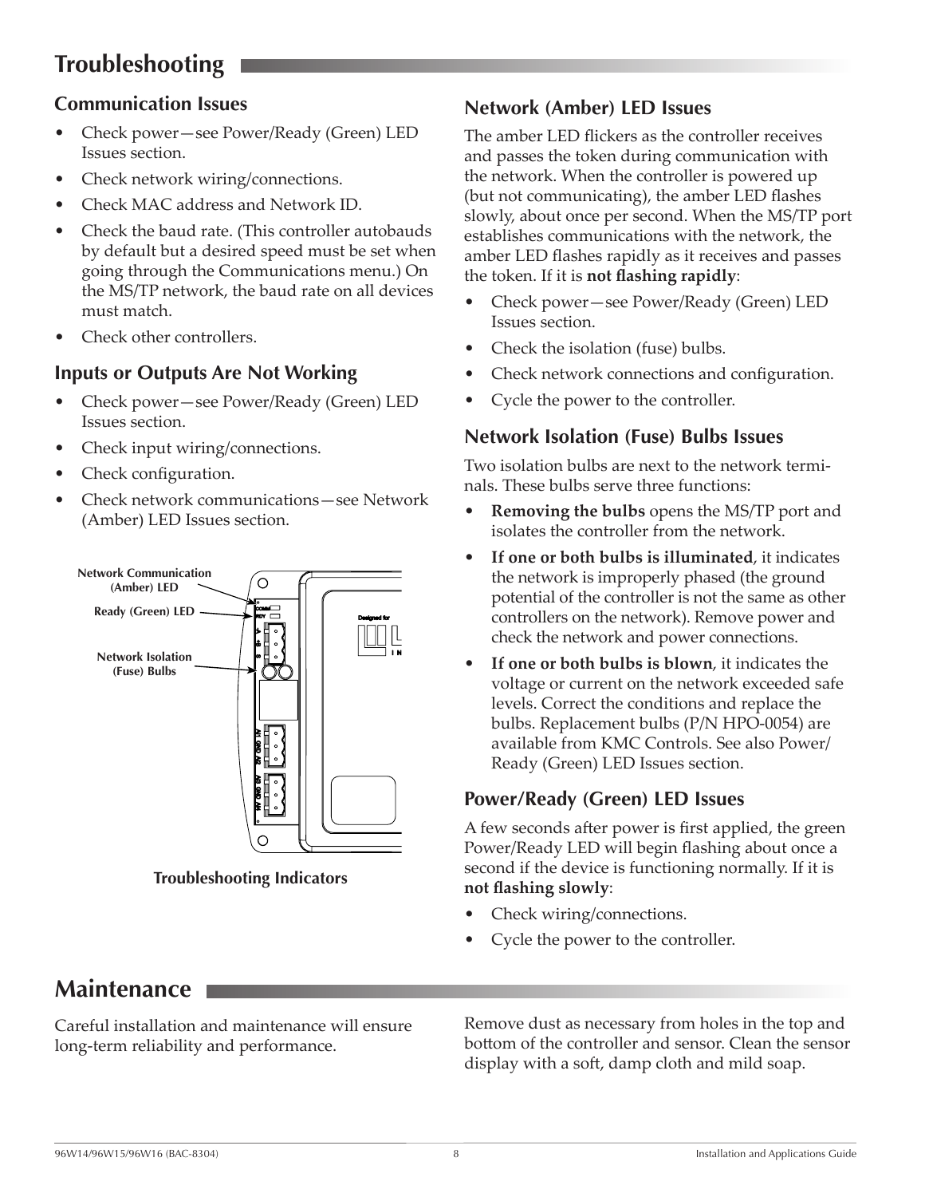# Troubleshooting

## Communication Issues

- Check power—see Power/Ready (Green) LED Issues section.
- Check network wiring/connections.
- Check MAC address and Network ID.
- Check the baud rate. (This controller autobauds by default but a desired speed must be set when going through the Communications menu.) On the MS/TP network, the baud rate on all devices must match.
- Check other controllers.

## Inputs or Outputs Are Not Working

- Check power—see Power/Ready (Green) LED Issues section.
- Check input wiring/connections.
- Check configuration.
- Check network communications—see Network (Amber) LED Issues section.

Network Communication (Amber) LED

Ready (Green) LED

Network Isolation (Fuse) Bulbs

Troubleshooting Indicators

## Network (Amber) LED Issues

The amber LED flickers as the controller receives and passes the token during communication with the network. When the controller is powered up (but not communicating), the amber LED flashes slowly, about once per second. When the MS/TP port establishes communications with the network, the amber LED flashes rapidly as it receives and passes the token. If it is **not flashing rapidly**:

- Check power—see Power/Ready (Green) LED Issues section.
- Check the isolation (fuse) bulbs.
- Check network connections and configuration.
- Cycle the power to the controller.

## Network Isolation (Fuse) Bulbs Issues

Two isolation bulbs are next to the network terminals. These bulbs serve three functions:

- **Removing the bulbs** opens the MS/TP port and isolates the controller from the network.
- **If one or both bulbs is illuminated**, it indicates the network is improperly phased (the ground potential of the controller is not the same as other controllers on the network). Remove power and check the network and power connections.
- **If one or both bulbs is blown**, it indicates the voltage or current on the network exceeded safe levels. Correct the conditions and replace the bulbs. Replacement bulbs (P/N HPO-0054) are available from KMC Controls. See also Power/Ready (Green) LED Issues section.

## Power/Ready (Green) LED Issues

A few seconds after power is first applied, the green Power/Ready LED will begin flashing about once a second if the device is functioning normally. If it is **not flashing slowly**:

- Check wiring/connections.
- Cycle the power to the controller.

# Maintenance

Careful installation and maintenance will ensure long-term reliability and performance.

Remove dust as necessary from holes in the top and bottom of the controller and sensor. Clean the sensor display with a soft, damp cloth and mild soap.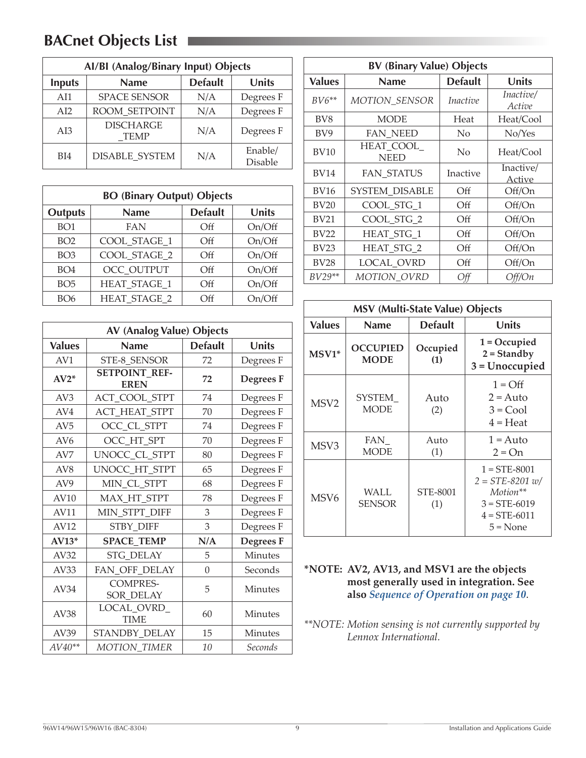# BACnet Objects List

| AI/BI (Analog/Binary Input) Objects | | | |
|---|---|---|---|
| **Inputs** | **Name** | **Default** | **Units** |
| AI1 | SPACE SENSOR | N/A | Degrees F |
| AI2 | ROOM_SETPOINT | N/A | Degrees F |
| AI3 | DISCHARGE _TEMP | N/A | Degrees F |
| BI4 | DISABLE_SYSTEM | N/A | Enable/ Disable |

| BO (Binary Output) Objects | | | |
|---|---|---|---|
| **Outputs** | **Name** | **Default** | **Units** |
| BO1 | FAN | Off | On/Off |
| BO2 | COOL_STAGE_1 | Off | On/Off |
| BO3 | COOL_STAGE_2 | Off | On/Off |
| BO4 | OCC_OUTPUT | Off | On/Off |
| BO5 | HEAT_STAGE_1 | Off | On/Off |
| BO6 | HEAT_STAGE_2 | Off | On/Off |

| AV (Analog Value) Objects | | | |
|---|---|---|---|
| **Values** | **Name** | **Default** | **Units** |
| AV1 | STE-8_SENSOR | 72 | Degrees F |
| **AV2*** | **SETPOINT_REF-EREN** | **72** | **Degrees F** |
| AV3 | ACT_COOL_STPT | 74 | Degrees F |
| AV4 | ACT_HEAT_STPT | 70 | Degrees F |
| AV5 | OCC_CL_STPT | 74 | Degrees F |
| AV6 | OCC_HT_SPT | 70 | Degrees F |
| AV7 | UNOCC_CL_STPT | 80 | Degrees F |
| AV8 | UNOCC_HT_STPT | 65 | Degrees F |
| AV9 | MIN_CL_STPT | 68 | Degrees F |
| AV10 | MAX_HT_STPT | 78 | Degrees F |
| AV11 | MIN_STPT_DIFF | 3 | Degrees F |
| AV12 | STBY_DIFF | 3 | Degrees F |
| **AV13*** | **SPACE_TEMP** | **N/A** | **Degrees F** |
| AV32 | STG_DELAY | 5 | Minutes |
| AV33 | FAN_OFF_DELAY | 0 | Seconds |
| AV34 | COMPRES-SOR_DELAY | 5 | Minutes |
| AV38 | LOCAL_OVRD_ TIME | 60 | Minutes |
| AV39 | STANDBY_DELAY | 15 | Minutes |
| *AV40*** | *MOTION_TIMER* | *10* | *Seconds* |

| BV (Binary Value) Objects | | | |
|---|---|---|---|
| **Values** | **Name** | **Default** | **Units** |
| *BV6*** | *MOTION_SENSOR* | *Inactive* | *Inactive/ Active* |
| BV8 | MODE | Heat | Heat/Cool |
| BV9 | FAN_NEED | No | No/Yes |
| BV10 | HEAT_COOL_ NEED | No | Heat/Cool |
| BV14 | FAN_STATUS | Inactive | Inactive/ Active |
| BV16 | SYSTEM_DISABLE | Off | Off/On |
| BV20 | COOL_STG_1 | Off | Off/On |
| BV21 | COOL_STG_2 | Off | Off/On |
| BV22 | HEAT_STG_1 | Off | Off/On |
| BV23 | HEAT_STG_2 | Off | Off/On |
| BV28 | LOCAL_OVRD | Off | Off/On |
| *BV29*** | *MOTION_OVRD* | *Off* | *Off/On* |

| MSV (Multi-State Value) Objects | | | |
|---|---|---|---|
| **Values** | **Name** | **Default** | **Units** |
| **MSV1*** | **OCCUPIED MODE** | **Occupied (1)** | **1 = Occupied<br>2 = Standby<br>3 = Unoccupied** |
| MSV2 | SYSTEM_ MODE | Auto (2) | 1 = Off<br>2 = Auto<br>3 = Cool<br>4 = Heat |
| MSV3 | FAN_ MODE | Auto (1) | 1 = Auto<br>2 = On |
| MSV6 | WALL SENSOR | STE-8001 (1) | 1 = STE-8001<br>*2 = STE-8201 w/ Motion***<br>3 = STE-6019<br>4 = STE-6011<br>5 = None |

**\*NOTE: AV2, AV13, and MSV1 are the objects most generally used in integration. See also *Sequence of Operation on page 10*.**

*\*\*NOTE: Motion sensing is not currently supported by Lennox International.*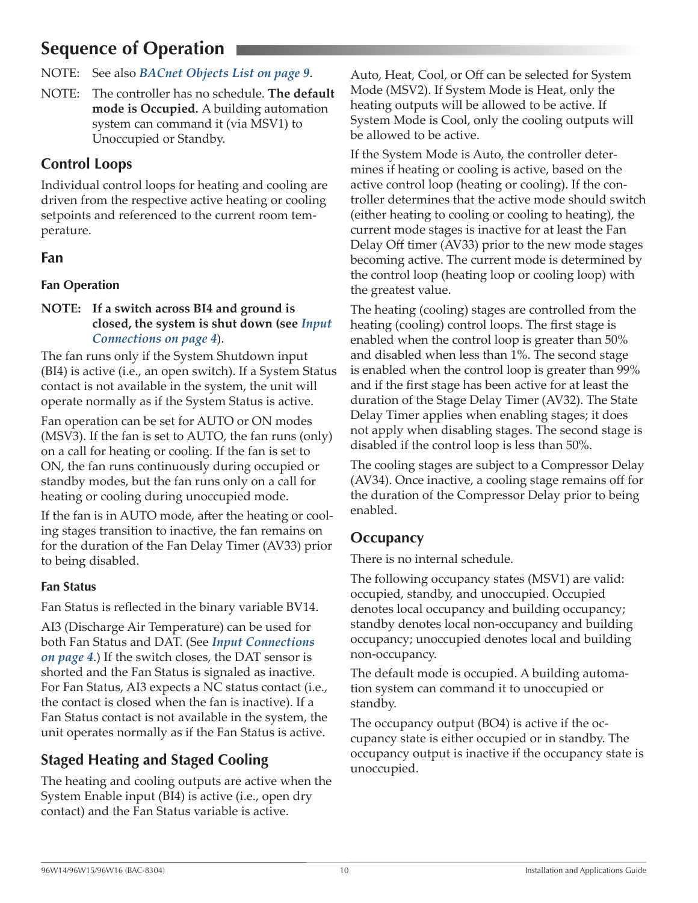# Sequence of Operation

NOTE: See also *BACnet Objects List on page 9*.

NOTE: The controller has no schedule. **The default mode is Occupied.** A building automation system can command it (via MSV1) to Unoccupied or Standby.

## Control Loops

Individual control loops for heating and cooling are driven from the respective active heating or cooling setpoints and referenced to the current room temperature.

## Fan

### Fan Operation

**NOTE: If a switch across BI4 and ground is closed, the system is shut down (see *Input Connections on page 4*).**

The fan runs only if the System Shutdown input (BI4) is active (i.e., an open switch). If a System Status contact is not available in the system, the unit will operate normally as if the System Status is active.

Fan operation can be set for AUTO or ON modes (MSV3). If the fan is set to AUTO, the fan runs (only) on a call for heating or cooling. If the fan is set to ON, the fan runs continuously during occupied or standby modes, but the fan runs only on a call for heating or cooling during unoccupied mode.

If the fan is in AUTO mode, after the heating or cooling stages transition to inactive, the fan remains on for the duration of the Fan Delay Timer (AV33) prior to being disabled.

### Fan Status

Fan Status is reflected in the binary variable BV14.

AI3 (Discharge Air Temperature) can be used for both Fan Status and DAT. (See *Input Connections on page 4*.) If the switch closes, the DAT sensor is shorted and the Fan Status is signaled as inactive. For Fan Status, AI3 expects a NC status contact (i.e., the contact is closed when the fan is inactive). If a Fan Status contact is not available in the system, the unit operates normally as if the Fan Status is active.

## Staged Heating and Staged Cooling

The heating and cooling outputs are active when the System Enable input (BI4) is active (i.e., open dry contact) and the Fan Status variable is active.

Auto, Heat, Cool, or Off can be selected for System Mode (MSV2). If System Mode is Heat, only the heating outputs will be allowed to be active. If System Mode is Cool, only the cooling outputs will be allowed to be active.

If the System Mode is Auto, the controller determines if heating or cooling is active, based on the active control loop (heating or cooling). If the controller determines that the active mode should switch (either heating to cooling or cooling to heating), the current mode stages is inactive for at least the Fan Delay Off timer (AV33) prior to the new mode stages becoming active. The current mode is determined by the control loop (heating loop or cooling loop) with the greatest value.

The heating (cooling) stages are controlled from the heating (cooling) control loops. The first stage is enabled when the control loop is greater than 50% and disabled when less than 1%. The second stage is enabled when the control loop is greater than 99% and if the first stage has been active for at least the duration of the Stage Delay Timer (AV32). The State Delay Timer applies when enabling stages; it does not apply when disabling stages. The second stage is disabled if the control loop is less than 50%.

The cooling stages are subject to a Compressor Delay (AV34). Once inactive, a cooling stage remains off for the duration of the Compressor Delay prior to being enabled.

## Occupancy

There is no internal schedule.

The following occupancy states (MSV1) are valid: occupied, standby, and unoccupied. Occupied denotes local occupancy and building occupancy; standby denotes local non-occupancy and building occupancy; unoccupied denotes local and building non-occupancy.

The default mode is occupied. A building automation system can command it to unoccupied or standby.

The occupancy output (BO4) is active if the occupancy state is either occupied or in standby. The occupancy output is inactive if the occupancy state is unoccupied.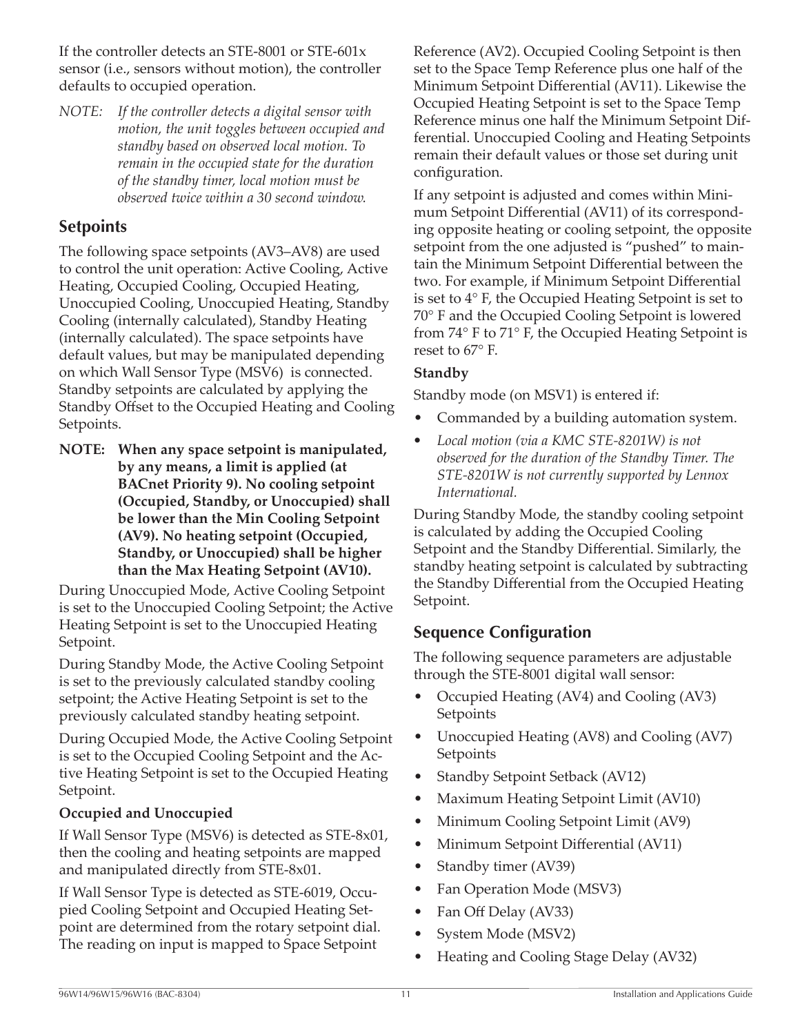If the controller detects an STE-8001 or STE-601x sensor (i.e., sensors without motion), the controller defaults to occupied operation.

*NOTE: If the controller detects a digital sensor with motion, the unit toggles between occupied and standby based on observed local motion. To remain in the occupied state for the duration of the standby timer, local motion must be observed twice within a 30 second window.*

## Setpoints

The following space setpoints (AV3–AV8) are used to control the unit operation: Active Cooling, Active Heating, Occupied Cooling, Occupied Heating, Unoccupied Cooling, Unoccupied Heating, Standby Cooling (internally calculated), Standby Heating (internally calculated). The space setpoints have default values, but may be manipulated depending on which Wall Sensor Type (MSV6) is connected. Standby setpoints are calculated by applying the Standby Offset to the Occupied Heating and Cooling Setpoints.

**NOTE: When any space setpoint is manipulated, by any means, a limit is applied (at BACnet Priority 9). No cooling setpoint (Occupied, Standby, or Unoccupied) shall be lower than the Min Cooling Setpoint (AV9). No heating setpoint (Occupied, Standby, or Unoccupied) shall be higher than the Max Heating Setpoint (AV10).**

During Unoccupied Mode, Active Cooling Setpoint is set to the Unoccupied Cooling Setpoint; the Active Heating Setpoint is set to the Unoccupied Heating Setpoint.

During Standby Mode, the Active Cooling Setpoint is set to the previously calculated standby cooling setpoint; the Active Heating Setpoint is set to the previously calculated standby heating setpoint.

During Occupied Mode, the Active Cooling Setpoint is set to the Occupied Cooling Setpoint and the Active Heating Setpoint is set to the Occupied Heating Setpoint.

### Occupied and Unoccupied

If Wall Sensor Type (MSV6) is detected as STE-8x01, then the cooling and heating setpoints are mapped and manipulated directly from STE-8x01.

If Wall Sensor Type is detected as STE-6019, Occupied Cooling Setpoint and Occupied Heating Setpoint are determined from the rotary setpoint dial. The reading on input is mapped to Space Setpoint Reference (AV2). Occupied Cooling Setpoint is then set to the Space Temp Reference plus one half of the Minimum Setpoint Differential (AV11). Likewise the Occupied Heating Setpoint is set to the Space Temp Reference minus one half the Minimum Setpoint Differential. Unoccupied Cooling and Heating Setpoints remain their default values or those set during unit configuration.

If any setpoint is adjusted and comes within Minimum Setpoint Differential (AV11) of its corresponding opposite heating or cooling setpoint, the opposite setpoint from the one adjusted is "pushed" to maintain the Minimum Setpoint Differential between the two. For example, if Minimum Setpoint Differential is set to 4° F, the Occupied Heating Setpoint is set to 70° F and the Occupied Cooling Setpoint is lowered from 74° F to 71° F, the Occupied Heating Setpoint is reset to 67° F.

### Standby

Standby mode (on MSV1) is entered if:

- Commanded by a building automation system.
- *Local motion (via a KMC STE-8201W) is not observed for the duration of the Standby Timer. The STE-8201W is not currently supported by Lennox International.*

During Standby Mode, the standby cooling setpoint is calculated by adding the Occupied Cooling Setpoint and the Standby Differential. Similarly, the standby heating setpoint is calculated by subtracting the Standby Differential from the Occupied Heating Setpoint.

## Sequence Configuration

The following sequence parameters are adjustable through the STE-8001 digital wall sensor:

- Occupied Heating (AV4) and Cooling (AV3) Setpoints
- Unoccupied Heating (AV8) and Cooling (AV7) Setpoints
- Standby Setpoint Setback (AV12)
- Maximum Heating Setpoint Limit (AV10)
- Minimum Cooling Setpoint Limit (AV9)
- Minimum Setpoint Differential (AV11)
- Standby timer (AV39)
- Fan Operation Mode (MSV3)
- Fan Off Delay (AV33)
- System Mode (MSV2)
- Heating and Cooling Stage Delay (AV32)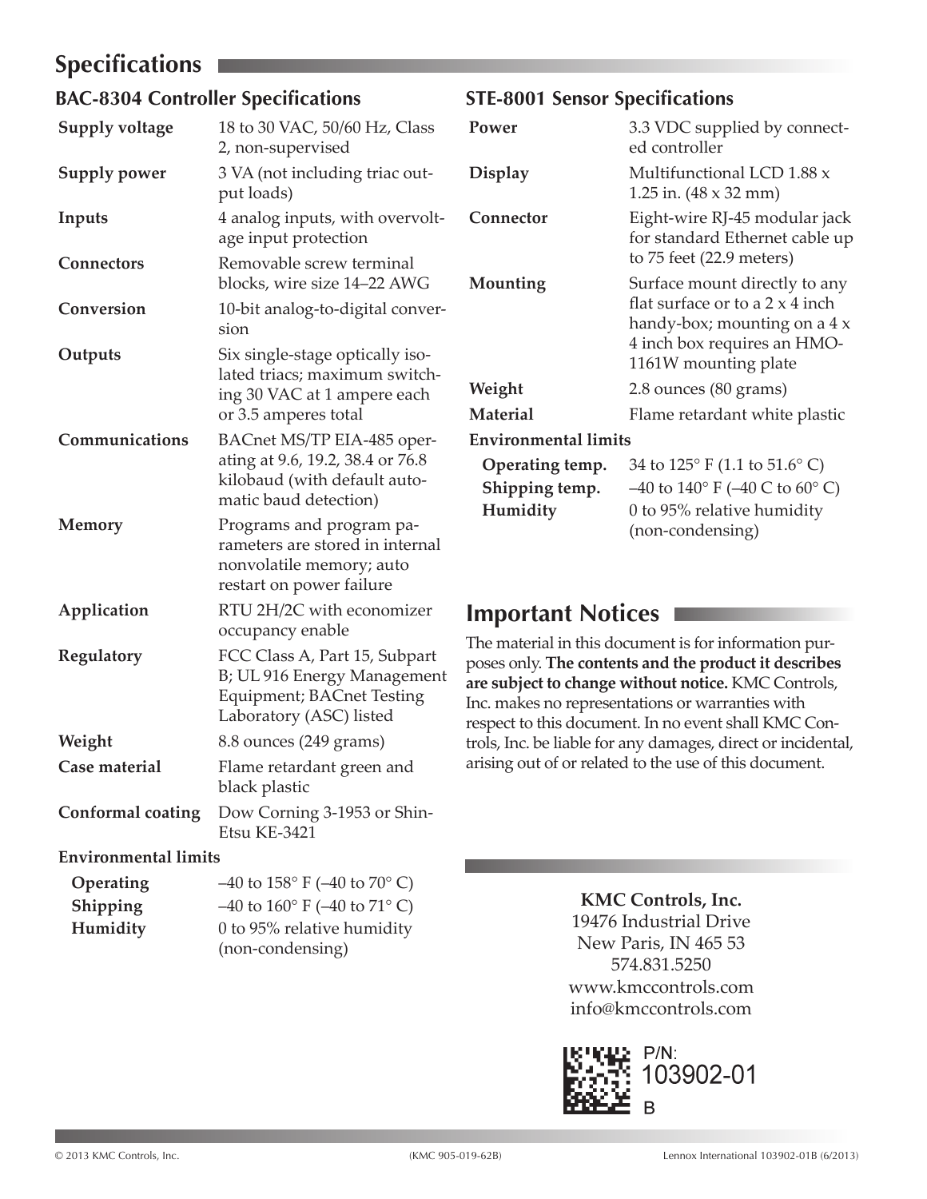# Specifications

## BAC-8304 Controller Specifications

| | |
|---|---|
| **Supply voltage** | 18 to 30 VAC, 50/60 Hz, Class 2, non-supervised |
| **Supply power** | 3 VA (not including triac output loads) |
| **Inputs** | 4 analog inputs, with overvoltage input protection |
| **Connectors** | Removable screw terminal blocks, wire size 14–22 AWG |
| **Conversion** | 10-bit analog-to-digital conversion |
| **Outputs** | Six single-stage optically isolated triacs; maximum switching 30 VAC at 1 ampere each or 3.5 amperes total |
| **Communications** | BACnet MS/TP EIA-485 operating at 9.6, 19.2, 38.4 or 76.8 kilobaud (with default automatic baud detection) |
| **Memory** | Programs and program parameters are stored in internal nonvolatile memory; auto restart on power failure |
| **Application** | RTU 2H/2C with economizer occupancy enable |
| **Regulatory** | FCC Class A, Part 15, Subpart B; UL 916 Energy Management Equipment; BACnet Testing Laboratory (ASC) listed |
| **Weight** | 8.8 ounces (249 grams) |
| **Case material** | Flame retardant green and black plastic |
| **Conformal coating** | Dow Corning 3-1953 or Shin-Etsu KE-3421 |

**Environmental limits**

| | |
|---|---|
| **Operating** | –40 to 158° F (–40 to 70° C) |
| **Shipping** | –40 to 160° F (–40 to 71° C) |
| **Humidity** | 0 to 95% relative humidity (non-condensing) |

## STE-8001 Sensor Specifications

| | |
|---|---|
| **Power** | 3.3 VDC supplied by connected controller |
| **Display** | Multifunctional LCD 1.88 x 1.25 in. (48 x 32 mm) |
| **Connector** | Eight-wire RJ-45 modular jack for standard Ethernet cable up to 75 feet (22.9 meters) |
| **Mounting** | Surface mount directly to any flat surface or to a 2 x 4 inch handy-box; mounting on a 4 x 4 inch box requires an HMO-1161W mounting plate |
| **Weight** | 2.8 ounces (80 grams) |
| **Material** | Flame retardant white plastic |

**Environmental limits**

| | |
|---|---|
| **Operating temp.** | 34 to 125° F (1.1 to 51.6° C) |
| **Shipping temp.** | –40 to 140° F (–40 C to 60° C) |
| **Humidity** | 0 to 95% relative humidity (non-condensing) |

# Important Notices

The material in this document is for information purposes only. **The contents and the product it describes are subject to change without notice.** KMC Controls, Inc. makes no representations or warranties with respect to this document. In no event shall KMC Controls, Inc. be liable for any damages, direct or incidental, arising out of or related to the use of this document.

**KMC Controls, Inc.**
19476 Industrial Drive
New Paris, IN 465 53
574.831.5250
www.kmccontrols.com
info@kmccontrols.com

P/N:
103902-01
B

© 2013 KMC Controls, Inc. (KMC 905-019-62B) Lennox International 103902-01B (6/2013)